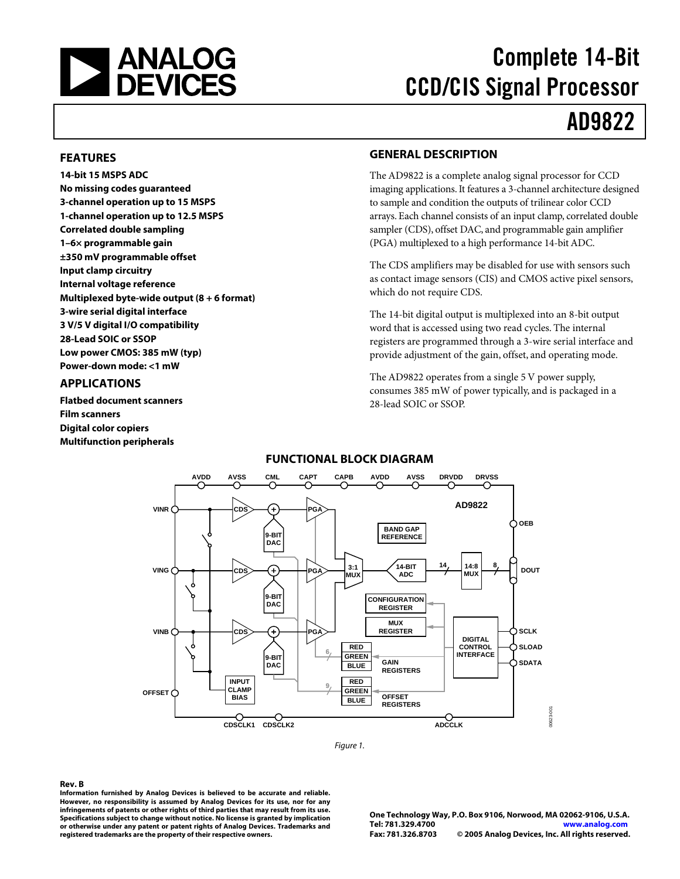# Complete 14-Bit CCD/CIS Signal Processor

# AD9822

## FEATURES

**14-bit 15 MSPS ADC**
**No missing codes guaranteed**
**3-channel operation up to 15 MSPS**
**1-channel operation up to 12.5 MSPS**
**Correlated double sampling**
**1–6× programmable gain**
**±350 mV programmable offset**
**Input clamp circuitry**
**Internal voltage reference**
**Multiplexed byte-wide output (8 + 6 format)**
**3-wire serial digital interface**
**3 V/5 V digital I/O compatibility**
**28-Lead SOIC or SSOP**
**Low power CMOS: 385 mW (typ)**
**Power-down mode: <1 mW**

## APPLICATIONS

**Flatbed document scanners**
**Film scanners**
**Digital color copiers**
**Multifunction peripherals**

## GENERAL DESCRIPTION

The AD9822 is a complete analog signal processor for CCD imaging applications. It features a 3-channel architecture designed to sample and condition the outputs of trilinear color CCD arrays. Each channel consists of an input clamp, correlated double sampler (CDS), offset DAC, and programmable gain amplifier (PGA) multiplexed to a high performance 14-bit ADC.

The CDS amplifiers may be disabled for use with sensors such as contact image sensors (CIS) and CMOS active pixel sensors, which do not require CDS.

The 14-bit digital output is multiplexed into an 8-bit output word that is accessed using two read cycles. The internal registers are programmed through a 3-wire serial interface and provide adjustment of the gain, offset, and operating mode.

The AD9822 operates from a single 5 V power supply, consumes 385 mW of power typically, and is packaged in a 28-lead SOIC or SSOP.

## FUNCTIONAL BLOCK DIAGRAM

*Figure 1.*

**Rev. B**

**Information furnished by Analog Devices is believed to be accurate and reliable. However, no responsibility is assumed by Analog Devices for its use, nor for any infringements of patents or other rights of third parties that may result from its use. Specifications subject to change without notice. No license is granted by implication or otherwise under any patent or patent rights of Analog Devices. Trademarks and registered trademarks are the property of their respective owners.**

**One Technology Way, P.O. Box 9106, Norwood, MA 02062-9106, U.S.A.**
**Tel: 781.329.4700 www.analog.com**
**Fax: 781.326.8703 © 2005 Analog Devices, Inc. All rights reserved.**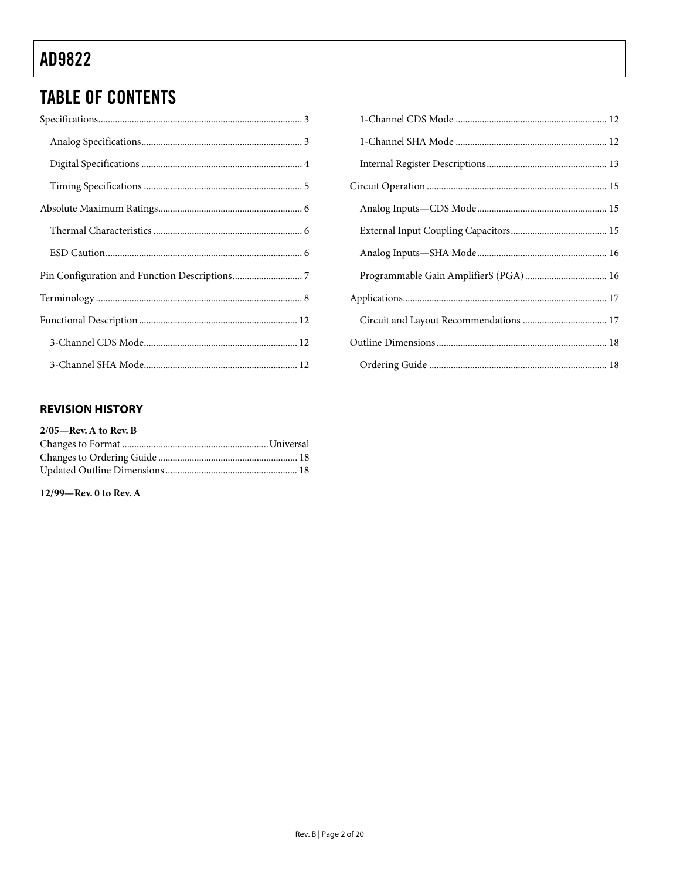## TABLE OF CONTENTS

Specifications .................................................. 3
- Analog Specifications .................................................. 3
- Digital Specifications .................................................. 4
- Timing Specifications .................................................. 5

Absolute Maximum Ratings .................................................. 6
- Thermal Characteristics .................................................. 6
- ESD Caution .................................................. 6

Pin Configuration and Function Descriptions .................................................. 7

Terminology .................................................. 8

Functional Description .................................................. 12
- 3-Channel CDS Mode .................................................. 12
- 3-Channel SHA Mode .................................................. 12
- 1-Channel CDS Mode .................................................. 12
- 1-Channel SHA Mode .................................................. 12
- Internal Register Descriptions .................................................. 13

Circuit Operation .................................................. 15
- Analog Inputs—CDS Mode .................................................. 15
- External Input Coupling Capacitors .................................................. 15
- Analog Inputs—SHA Mode .................................................. 16
- Programmable Gain AmplifierS (PGA) .................................................. 16

Applications .................................................. 17
- Circuit and Layout Recommendations .................................................. 17

Outline Dimensions .................................................. 18
- Ordering Guide .................................................. 18

### REVISION HISTORY

**2/05—Rev. A to Rev. B**

Changes to Format .................................................. Universal
Changes to Ordering Guide .................................................. 18
Updated Outline Dimensions .................................................. 18

**12/99—Rev. 0 to Rev. A**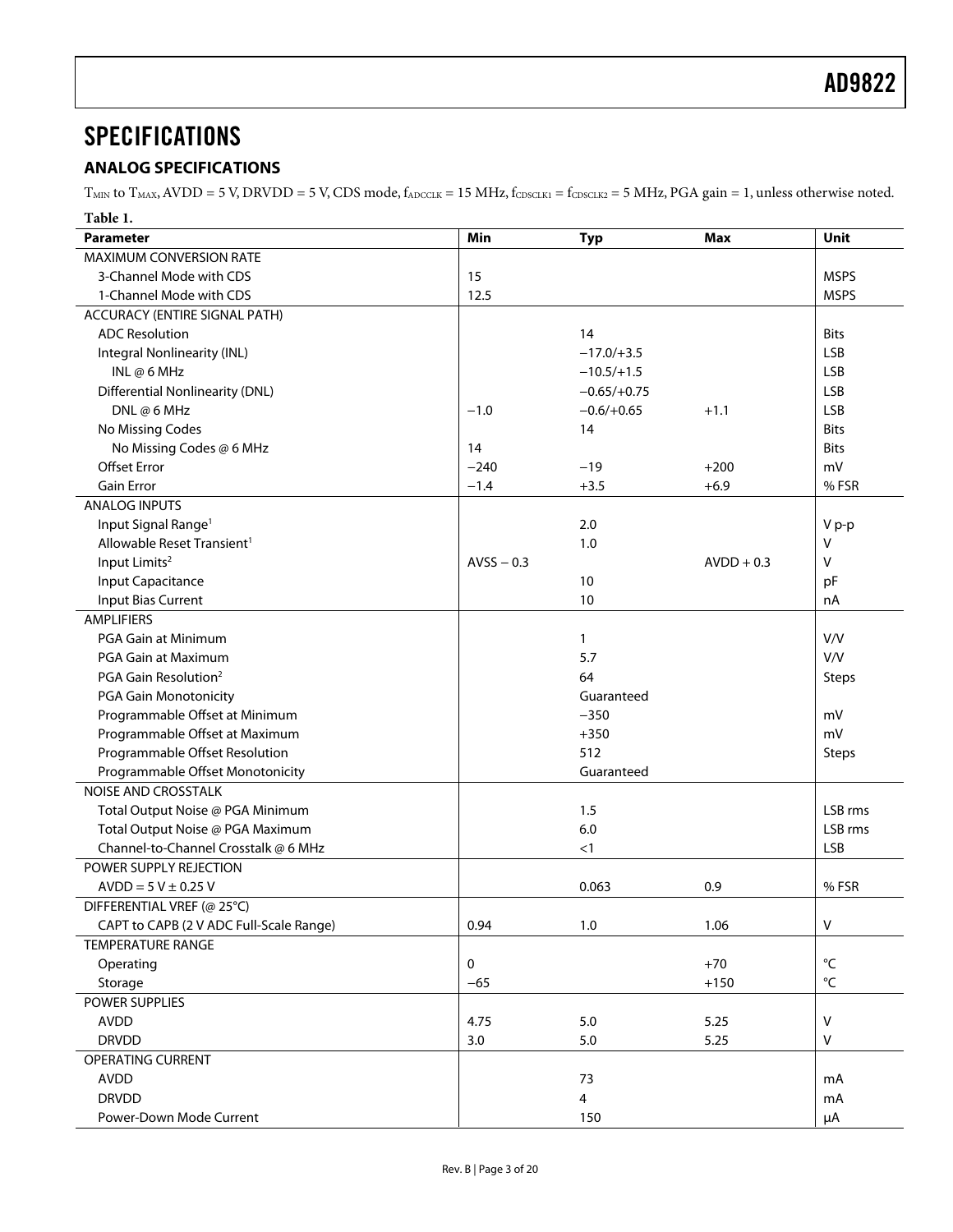# SPECIFICATIONS

## ANALOG SPECIFICATIONS

$T_{MIN}$ to $T_{MAX}$, AVDD = 5 V, DRVDD = 5 V, CDS mode, $f_{ADCCLK}$ = 15 MHz, $f_{CDSCLK1}$ = $f_{CDSCLK2}$ = 5 MHz, PGA gain = 1, unless otherwise noted.

**Table 1.**

| Parameter | Min | Typ | Max | Unit |
|---|---|---|---|---|
| MAXIMUM CONVERSION RATE | | | | |
| 3-Channel Mode with CDS | 15 | | | MSPS |
| 1-Channel Mode with CDS | 12.5 | | | MSPS |
| ACCURACY (ENTIRE SIGNAL PATH) | | | | |
| ADC Resolution | | 14 | | Bits |
| Integral Nonlinearity (INL) | | −17.0/+3.5 | | LSB |
| INL @ 6 MHz | | −10.5/+1.5 | | LSB |
| Differential Nonlinearity (DNL) | | −0.65/+0.75 | | LSB |
| DNL @ 6 MHz | −1.0 | −0.6/+0.65 | +1.1 | LSB |
| No Missing Codes | | 14 | | Bits |
| No Missing Codes @ 6 MHz | 14 | | | Bits |
| Offset Error | −240 | −19 | +200 | mV |
| Gain Error | −1.4 | +3.5 | +6.9 | % FSR |
| ANALOG INPUTS | | | | |
| Input Signal Range[1] | | 2.0 | | V p-p |
| Allowable Reset Transient[1] | | 1.0 | | V |
| Input Limits[2] | AVSS − 0.3 | | AVDD + 0.3 | V |
| Input Capacitance | | 10 | | pF |
| Input Bias Current | | 10 | | nA |
| AMPLIFIERS | | | | |
| PGA Gain at Minimum | | 1 | | V/V |
| PGA Gain at Maximum | | 5.7 | | V/V |
| PGA Gain Resolution[2] | | 64 | | Steps |
| PGA Gain Monotonicity | | Guaranteed | | |
| Programmable Offset at Minimum | | −350 | | mV |
| Programmable Offset at Maximum | | +350 | | mV |
| Programmable Offset Resolution | | 512 | | Steps |
| Programmable Offset Monotonicity | | Guaranteed | | |
| NOISE AND CROSSTALK | | | | |
| Total Output Noise @ PGA Minimum | | 1.5 | | LSB rms |
| Total Output Noise @ PGA Maximum | | 6.0 | | LSB rms |
| Channel-to-Channel Crosstalk @ 6 MHz | | <1 | | LSB |
| POWER SUPPLY REJECTION | | | | |
| AVDD = 5 V ± 0.25 V | | 0.063 | 0.9 | % FSR |
| DIFFERENTIAL VREF (@ 25°C) | | | | |
| CAPT to CAPB (2 V ADC Full-Scale Range) | 0.94 | 1.0 | 1.06 | V |
| TEMPERATURE RANGE | | | | |
| Operating | 0 | | +70 | °C |
| Storage | −65 | | +150 | °C |
| POWER SUPPLIES | | | | |
| AVDD | 4.75 | 5.0 | 5.25 | V |
| DRVDD | 3.0 | 5.0 | 5.25 | V |
| OPERATING CURRENT | | | | |
| AVDD | | 73 | | mA |
| DRVDD | | 4 | | mA |
| Power-Down Mode Current | | 150 | | µA |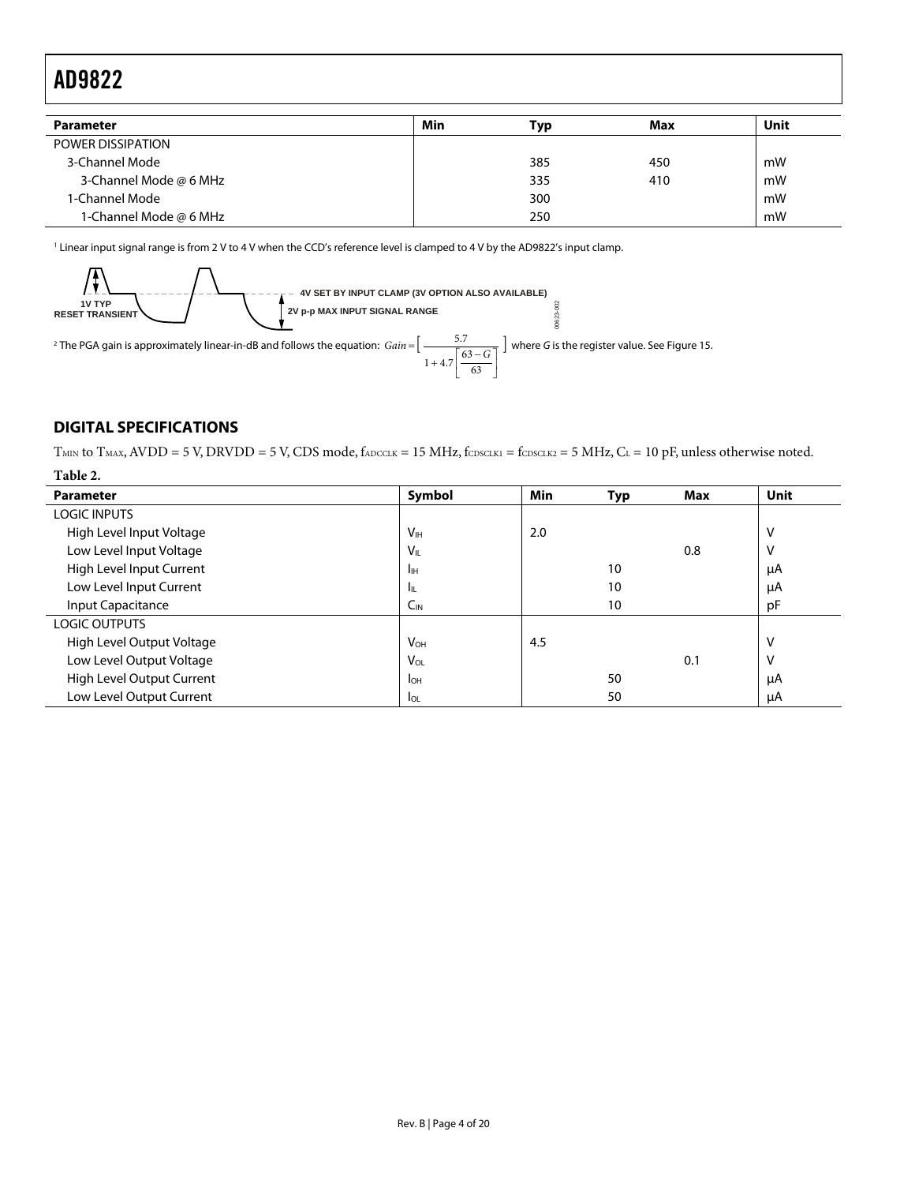| Parameter | Min | Typ | Max | Unit |
|---|---|---|---|---|
| POWER DISSIPATION | | | | |
| 3-Channel Mode | | 385 | 450 | mW |
| 3-Channel Mode @ 6 MHz | | 335 | 410 | mW |
| 1-Channel Mode | | 300 | | mW |
| 1-Channel Mode @ 6 MHz | | 250 | | mW |

[1] Linear input signal range is from 2 V to 4 V when the CCD's reference level is clamped to 4 V by the AD9822's input clamp.

1V TYP RESET TRANSIENT

4V SET BY INPUT CLAMP (3V OPTION ALSO AVAILABLE)

2V p-p MAX INPUT SIGNAL RANGE

[2] The PGA gain is approximately linear-in-dB and follows the equation: $Gain = \left[ \frac{5.7}{1 + 4.7\left[\frac{63 - G}{63}\right]} \right]$ where $G$ is the register value. See Figure 15.

## DIGITAL SPECIFICATIONS

$T_{MIN}$ to $T_{MAX}$, AVDD = 5 V, DRVDD = 5 V, CDS mode, $f_{ADCCLK}$ = 15 MHz, $f_{CDSCLK1}$ = $f_{CDSCLK2}$ = 5 MHz, $C_L$ = 10 pF, unless otherwise noted.

**Table 2.**

| Parameter | Symbol | Min | Typ | Max | Unit |
|---|---|---|---|---|---|
| LOGIC INPUTS | | | | | |
| High Level Input Voltage | $V_{IH}$ | 2.0 | | | V |
| Low Level Input Voltage | $V_{IL}$ | | | 0.8 | V |
| High Level Input Current | $I_{IH}$ | | 10 | | µA |
| Low Level Input Current | $I_{IL}$ | | 10 | | µA |
| Input Capacitance | $C_{IN}$ | | 10 | | pF |
| LOGIC OUTPUTS | | | | | |
| High Level Output Voltage | $V_{OH}$ | 4.5 | | | V |
| Low Level Output Voltage | $V_{OL}$ | | | 0.1 | V |
| High Level Output Current | $I_{OH}$ | | 50 | | µA |
| Low Level Output Current | $I_{OL}$ | | 50 | | µA |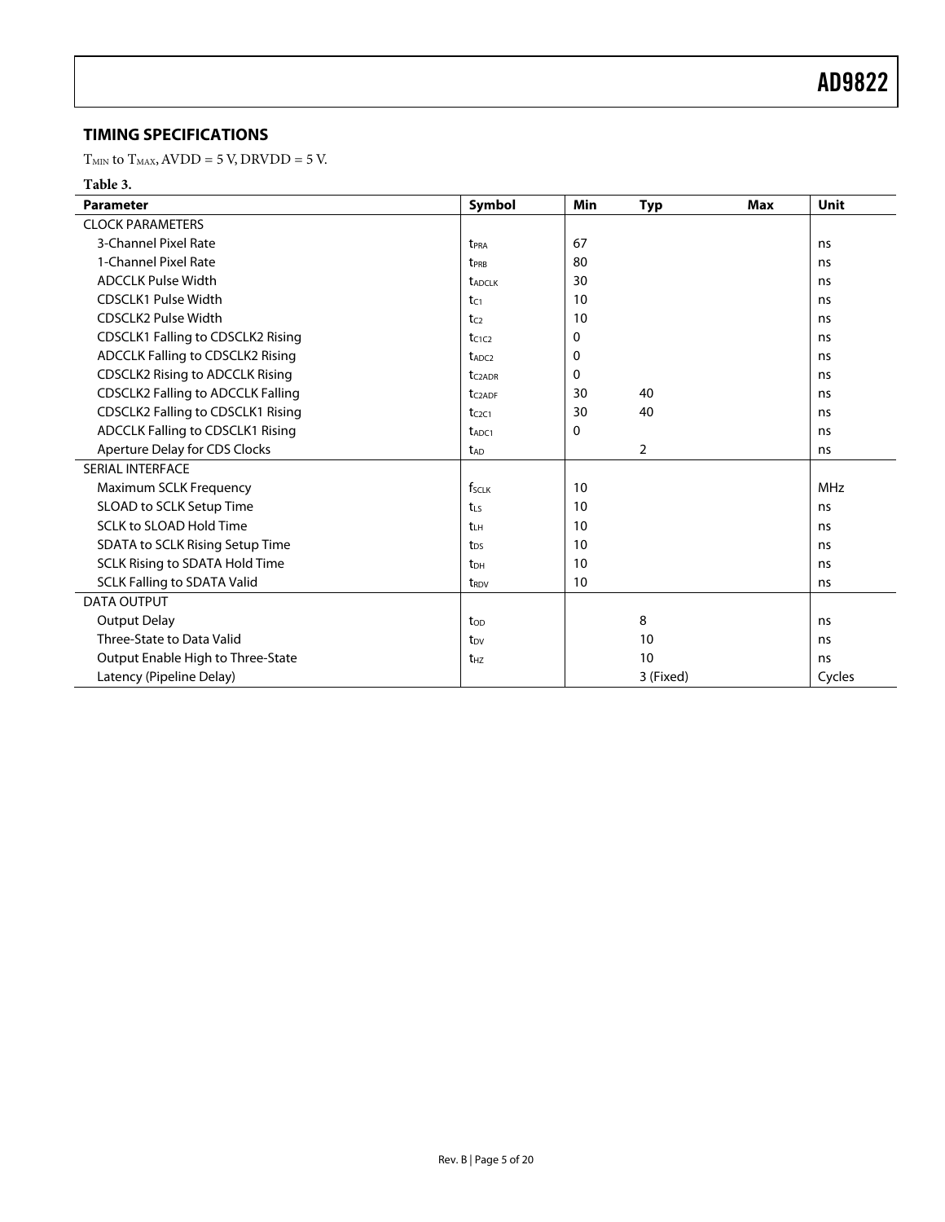## TIMING SPECIFICATIONS

$T_{MIN}$ to $T_{MAX}$, AVDD = 5 V, DRVDD = 5 V.

**Table 3.**

| Parameter | Symbol | Min | Typ | Max | Unit |
|---|---|---|---|---|---|
| CLOCK PARAMETERS | | | | | |
| 3-Channel Pixel Rate | $t_{PRA}$ | 67 | | | ns |
| 1-Channel Pixel Rate | $t_{PRB}$ | 80 | | | ns |
| ADCCLK Pulse Width | $t_{ADCLK}$ | 30 | | | ns |
| CDSCLK1 Pulse Width | $t_{C1}$ | 10 | | | ns |
| CDSCLK2 Pulse Width | $t_{C2}$ | 10 | | | ns |
| CDSCLK1 Falling to CDSCLK2 Rising | $t_{C1C2}$ | 0 | | | ns |
| ADCCLK Falling to CDSCLK2 Rising | $t_{ADC2}$ | 0 | | | ns |
| CDSCLK2 Rising to ADCCLK Rising | $t_{C2ADR}$ | 0 | | | ns |
| CDSCLK2 Falling to ADCCLK Falling | $t_{C2ADF}$ | 30 | 40 | | ns |
| CDSCLK2 Falling to CDSCLK1 Rising | $t_{C2C1}$ | 30 | 40 | | ns |
| ADCCLK Falling to CDSCLK1 Rising | $t_{ADC1}$ | 0 | | | ns |
| Aperture Delay for CDS Clocks | $t_{AD}$ | | 2 | | ns |
| SERIAL INTERFACE | | | | | |
| Maximum SCLK Frequency | $f_{SCLK}$ | 10 | | | MHz |
| SLOAD to SCLK Setup Time | $t_{LS}$ | 10 | | | ns |
| SCLK to SLOAD Hold Time | $t_{LH}$ | 10 | | | ns |
| SDATA to SCLK Rising Setup Time | $t_{DS}$ | 10 | | | ns |
| SCLK Rising to SDATA Hold Time | $t_{DH}$ | 10 | | | ns |
| SCLK Falling to SDATA Valid | $t_{RDV}$ | 10 | | | ns |
| DATA OUTPUT | | | | | |
| Output Delay | $t_{OD}$ | | 8 | | ns |
| Three-State to Data Valid | $t_{DV}$ | | 10 | | ns |
| Output Enable High to Three-State | $t_{HZ}$ | | 10 | | ns |
| Latency (Pipeline Delay) | | | 3 (Fixed) | | Cycles |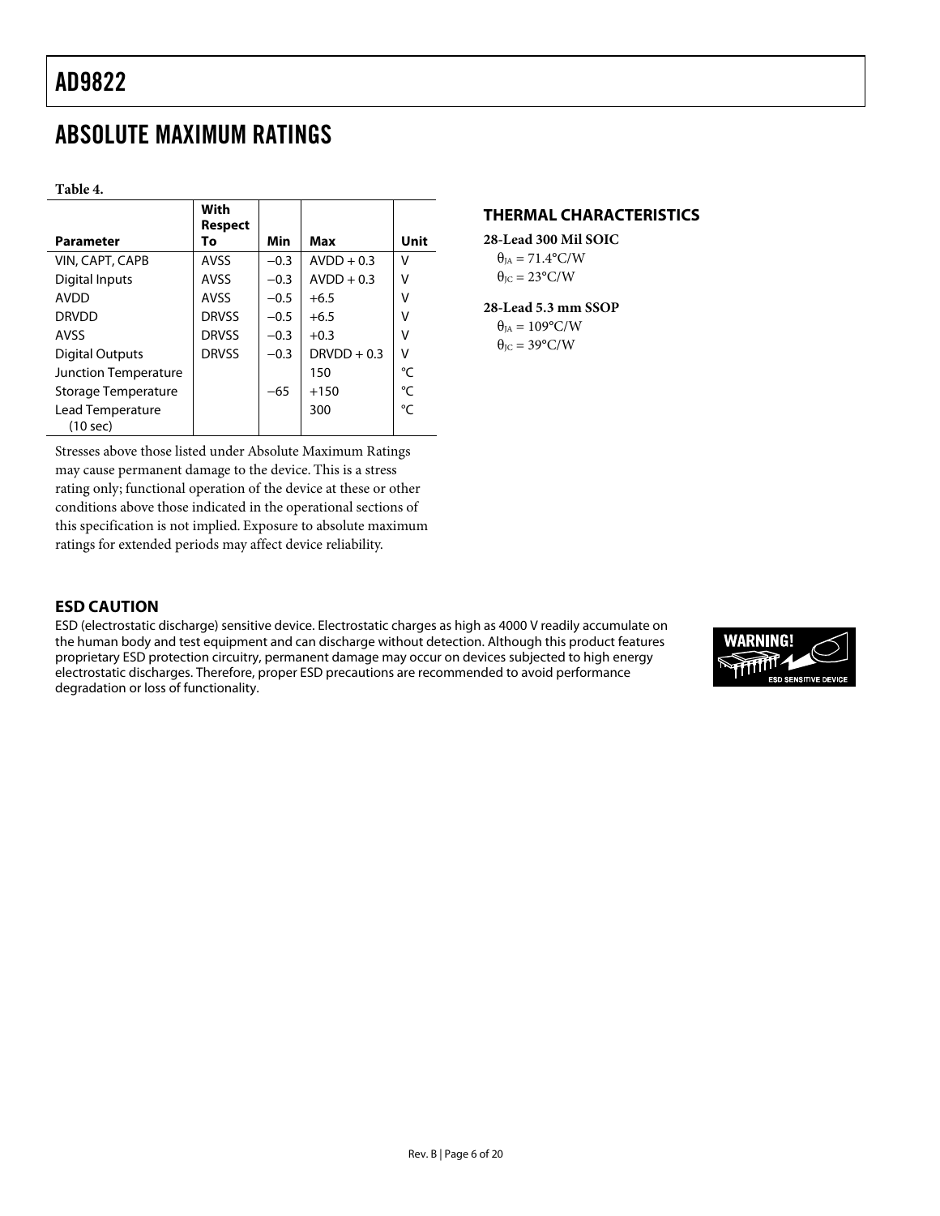## ABSOLUTE MAXIMUM RATINGS

**Table 4.**

| Parameter | With Respect To | Min | Max | Unit |
|---|---|---|---|---|
| VIN, CAPT, CAPB | AVSS | −0.3 | AVDD + 0.3 | V |
| Digital Inputs | AVSS | −0.3 | AVDD + 0.3 | V |
| AVDD | AVSS | −0.5 | +6.5 | V |
| DRVDD | DRVSS | −0.5 | +6.5 | V |
| AVSS | DRVSS | −0.3 | +0.3 | V |
| Digital Outputs | DRVSS | −0.3 | DRVDD + 0.3 | V |
| Junction Temperature | | | 150 | °C |
| Storage Temperature | | −65 | +150 | °C |
| Lead Temperature (10 sec) | | | 300 | °C |

Stresses above those listed under Absolute Maximum Ratings may cause permanent damage to the device. This is a stress rating only; functional operation of the device at these or other conditions above those indicated in the operational sections of this specification is not implied. Exposure to absolute maximum ratings for extended periods may affect device reliability.

### THERMAL CHARACTERISTICS

**28-Lead 300 Mil SOIC**

$\theta_{JA}$ = 71.4°C/W

$\theta_{JC}$ = 23°C/W

**28-Lead 5.3 mm SSOP**

$\theta_{JA}$ = 109°C/W

$\theta_{JC}$ = 39°C/W

### ESD CAUTION

ESD (electrostatic discharge) sensitive device. Electrostatic charges as high as 4000 V readily accumulate on the human body and test equipment and can discharge without detection. Although this product features proprietary ESD protection circuitry, permanent damage may occur on devices subjected to high energy electrostatic discharges. Therefore, proper ESD precautions are recommended to avoid performance degradation or loss of functionality.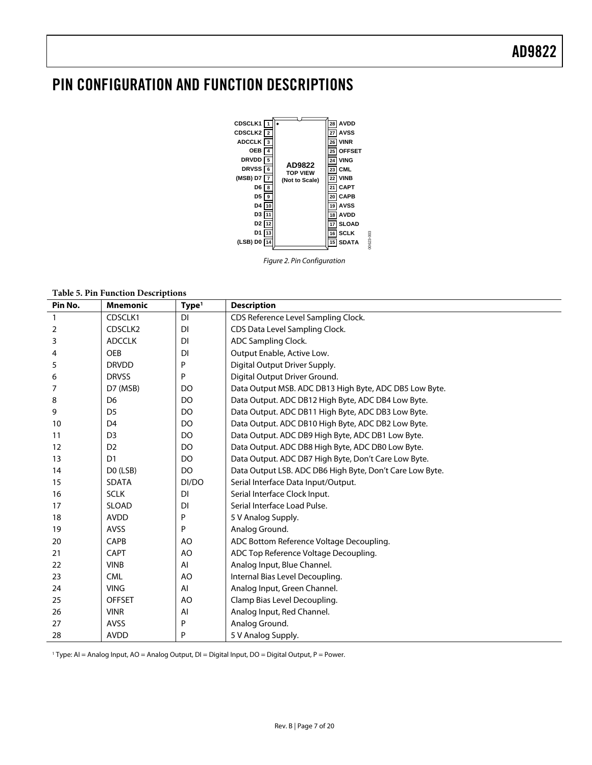# PIN CONFIGURATION AND FUNCTION DESCRIPTIONS

Figure 2. Pin Configuration

**Table 5. Pin Function Descriptions**

| Pin No. | Mnemonic | Type[1] | Description |
|---|---|---|---|
| 1 | CDSCLK1 | DI | CDS Reference Level Sampling Clock. |
| 2 | CDSCLK2 | DI | CDS Data Level Sampling Clock. |
| 3 | ADCCLK | DI | ADC Sampling Clock. |
| 4 | OEB | DI | Output Enable, Active Low. |
| 5 | DRVDD | P | Digital Output Driver Supply. |
| 6 | DRVSS | P | Digital Output Driver Ground. |
| 7 | D7 (MSB) | DO | Data Output MSB. ADC DB13 High Byte, ADC DB5 Low Byte. |
| 8 | D6 | DO | Data Output. ADC DB12 High Byte, ADC DB4 Low Byte. |
| 9 | D5 | DO | Data Output. ADC DB11 High Byte, ADC DB3 Low Byte. |
| 10 | D4 | DO | Data Output. ADC DB10 High Byte, ADC DB2 Low Byte. |
| 11 | D3 | DO | Data Output. ADC DB9 High Byte, ADC DB1 Low Byte. |
| 12 | D2 | DO | Data Output. ADC DB8 High Byte, ADC DB0 Low Byte. |
| 13 | D1 | DO | Data Output. ADC DB7 High Byte, Don't Care Low Byte. |
| 14 | D0 (LSB) | DO | Data Output LSB. ADC DB6 High Byte, Don't Care Low Byte. |
| 15 | SDATA | DI/DO | Serial Interface Data Input/Output. |
| 16 | SCLK | DI | Serial Interface Clock Input. |
| 17 | SLOAD | DI | Serial Interface Load Pulse. |
| 18 | AVDD | P | 5 V Analog Supply. |
| 19 | AVSS | P | Analog Ground. |
| 20 | CAPB | AO | ADC Bottom Reference Voltage Decoupling. |
| 21 | CAPT | AO | ADC Top Reference Voltage Decoupling. |
| 22 | VINB | AI | Analog Input, Blue Channel. |
| 23 | CML | AO | Internal Bias Level Decoupling. |
| 24 | VING | AI | Analog Input, Green Channel. |
| 25 | OFFSET | AO | Clamp Bias Level Decoupling. |
| 26 | VINR | AI | Analog Input, Red Channel. |
| 27 | AVSS | P | Analog Ground. |
| 28 | AVDD | P | 5 V Analog Supply. |

[1] Type: AI = Analog Input, AO = Analog Output, DI = Digital Input, DO = Digital Output, P = Power.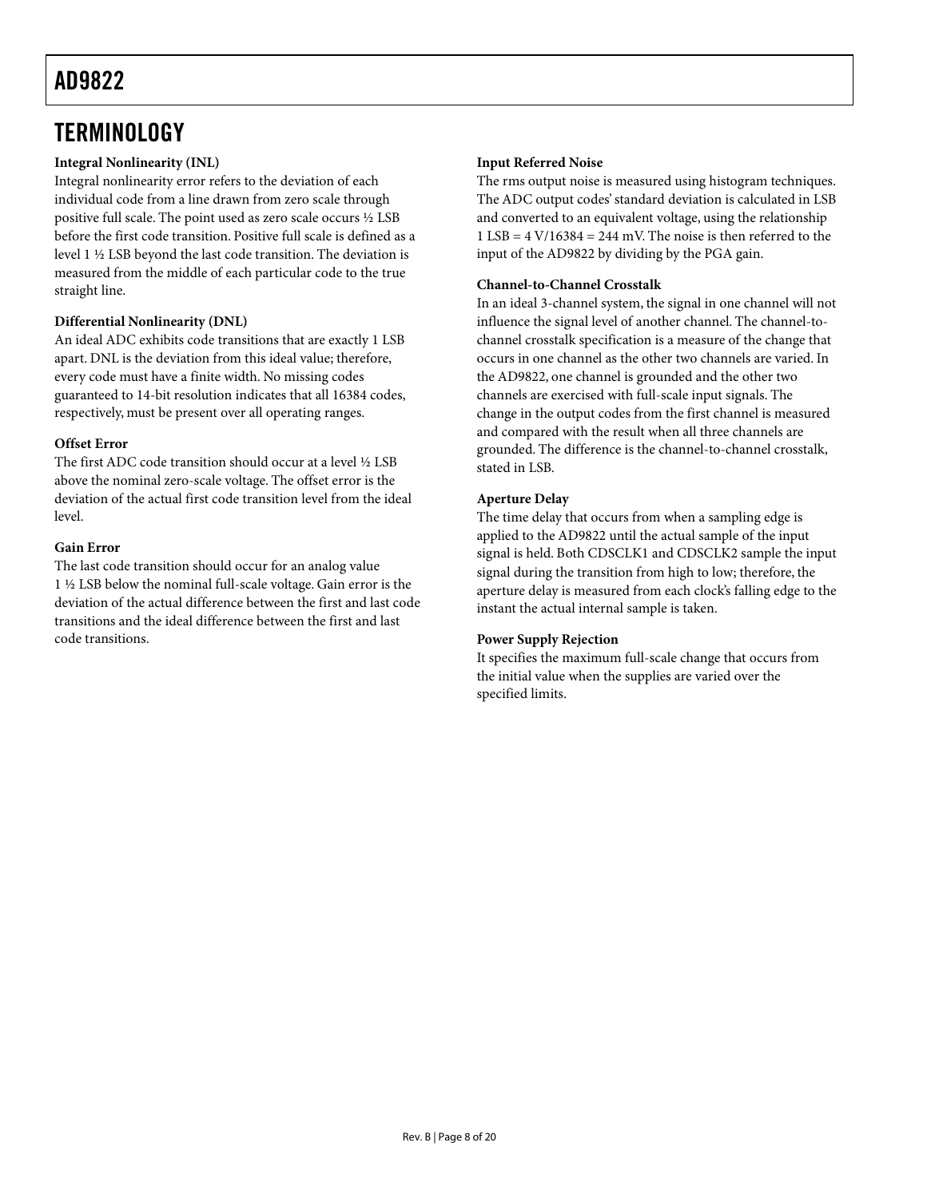## TERMINOLOGY

### Integral Nonlinearity (INL)

Integral nonlinearity error refers to the deviation of each individual code from a line drawn from zero scale through positive full scale. The point used as zero scale occurs ½ LSB before the first code transition. Positive full scale is defined as a level 1 ½ LSB beyond the last code transition. The deviation is measured from the middle of each particular code to the true straight line.

### Differential Nonlinearity (DNL)

An ideal ADC exhibits code transitions that are exactly 1 LSB apart. DNL is the deviation from this ideal value; therefore, every code must have a finite width. No missing codes guaranteed to 14-bit resolution indicates that all 16384 codes, respectively, must be present over all operating ranges.

### Offset Error

The first ADC code transition should occur at a level ½ LSB above the nominal zero-scale voltage. The offset error is the deviation of the actual first code transition level from the ideal level.

### Gain Error

The last code transition should occur for an analog value 1 ½ LSB below the nominal full-scale voltage. Gain error is the deviation of the actual difference between the first and last code transitions and the ideal difference between the first and last code transitions.

### Input Referred Noise

The rms output noise is measured using histogram techniques. The ADC output codes' standard deviation is calculated in LSB and converted to an equivalent voltage, using the relationship 1 LSB = 4 V/16384 = 244 mV. The noise is then referred to the input of the AD9822 by dividing by the PGA gain.

### Channel-to-Channel Crosstalk

In an ideal 3-channel system, the signal in one channel will not influence the signal level of another channel. The channel-to-channel crosstalk specification is a measure of the change that occurs in one channel as the other two channels are varied. In the AD9822, one channel is grounded and the other two channels are exercised with full-scale input signals. The change in the output codes from the first channel is measured and compared with the result when all three channels are grounded. The difference is the channel-to-channel crosstalk, stated in LSB.

### Aperture Delay

The time delay that occurs from when a sampling edge is applied to the AD9822 until the actual sample of the input signal is held. Both CDSCLK1 and CDSCLK2 sample the input signal during the transition from high to low; therefore, the aperture delay is measured from each clock's falling edge to the instant the actual internal sample is taken.

### Power Supply Rejection

It specifies the maximum full-scale change that occurs from the initial value when the supplies are varied over the specified limits.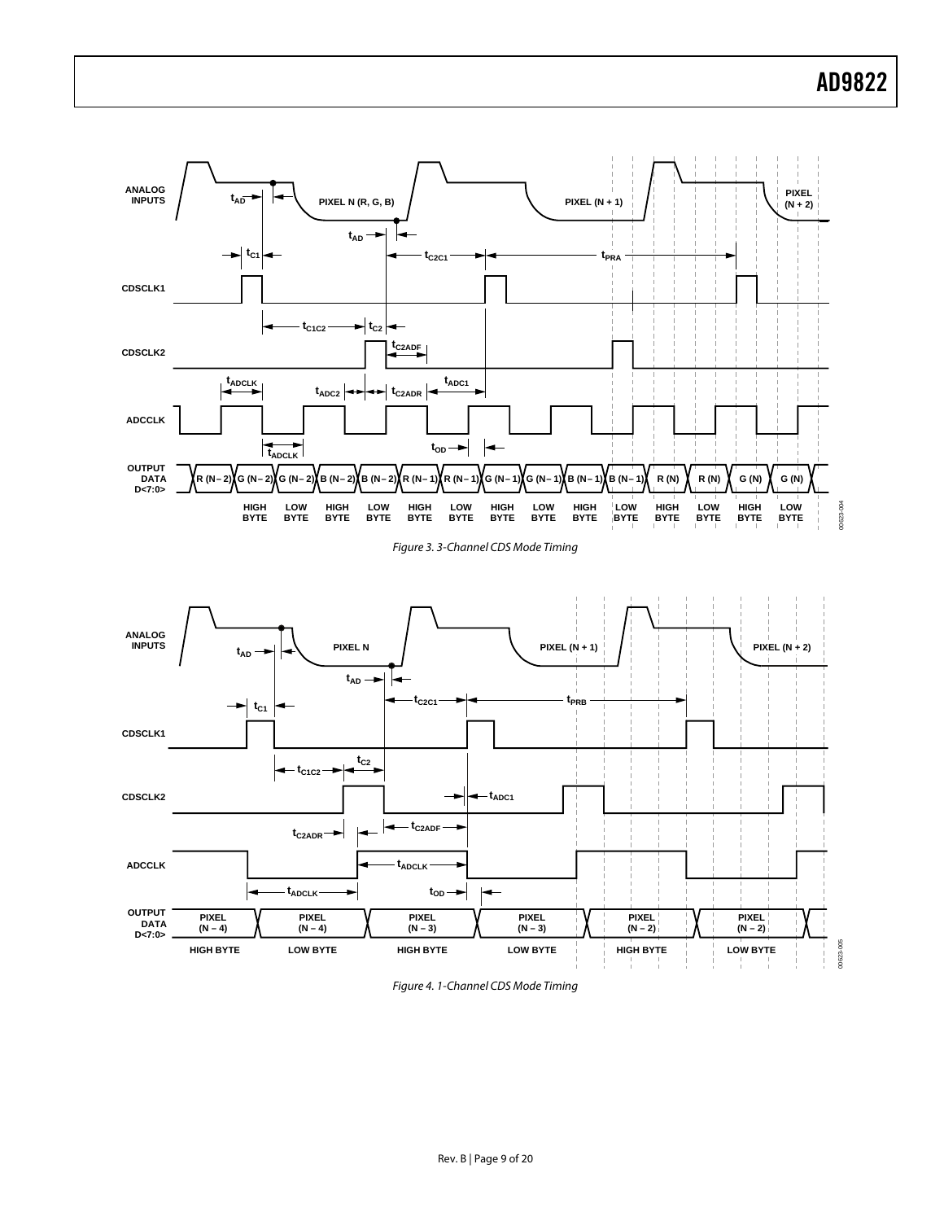Figure 3. 3-Channel CDS Mode Timing

Figure 4. 1-Channel CDS Mode Timing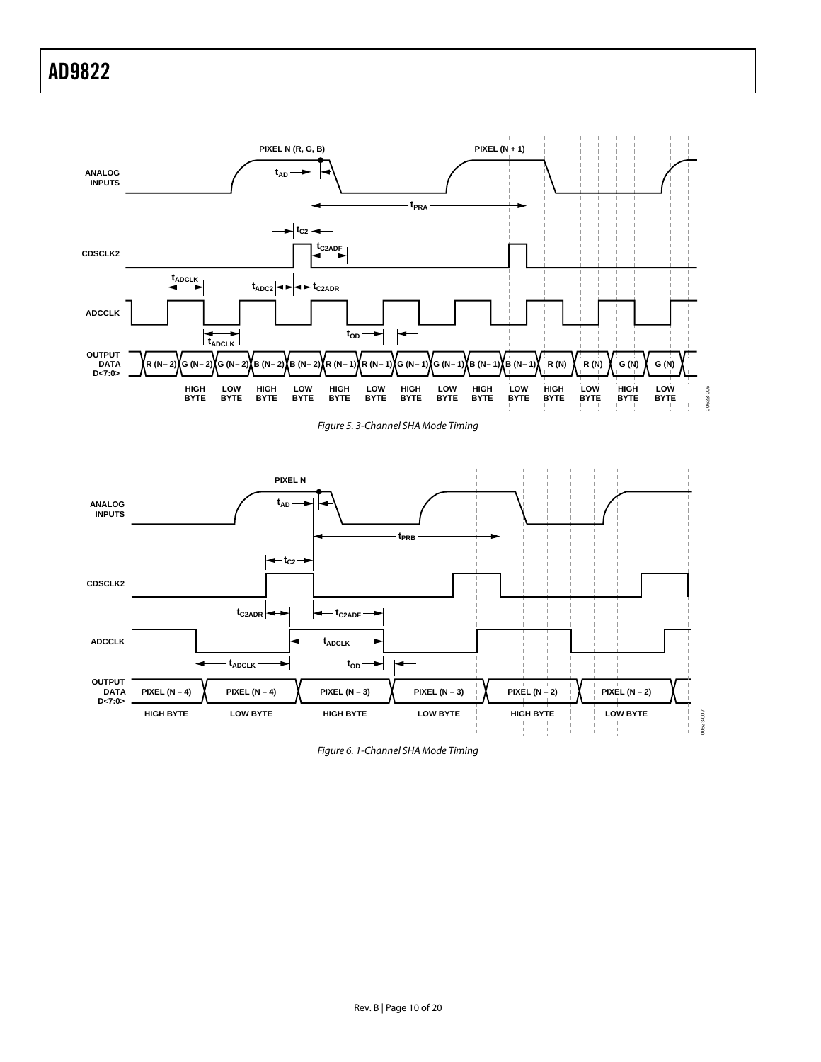Figure 5. 3-Channel SHA Mode Timing

Figure 6. 1-Channel SHA Mode Timing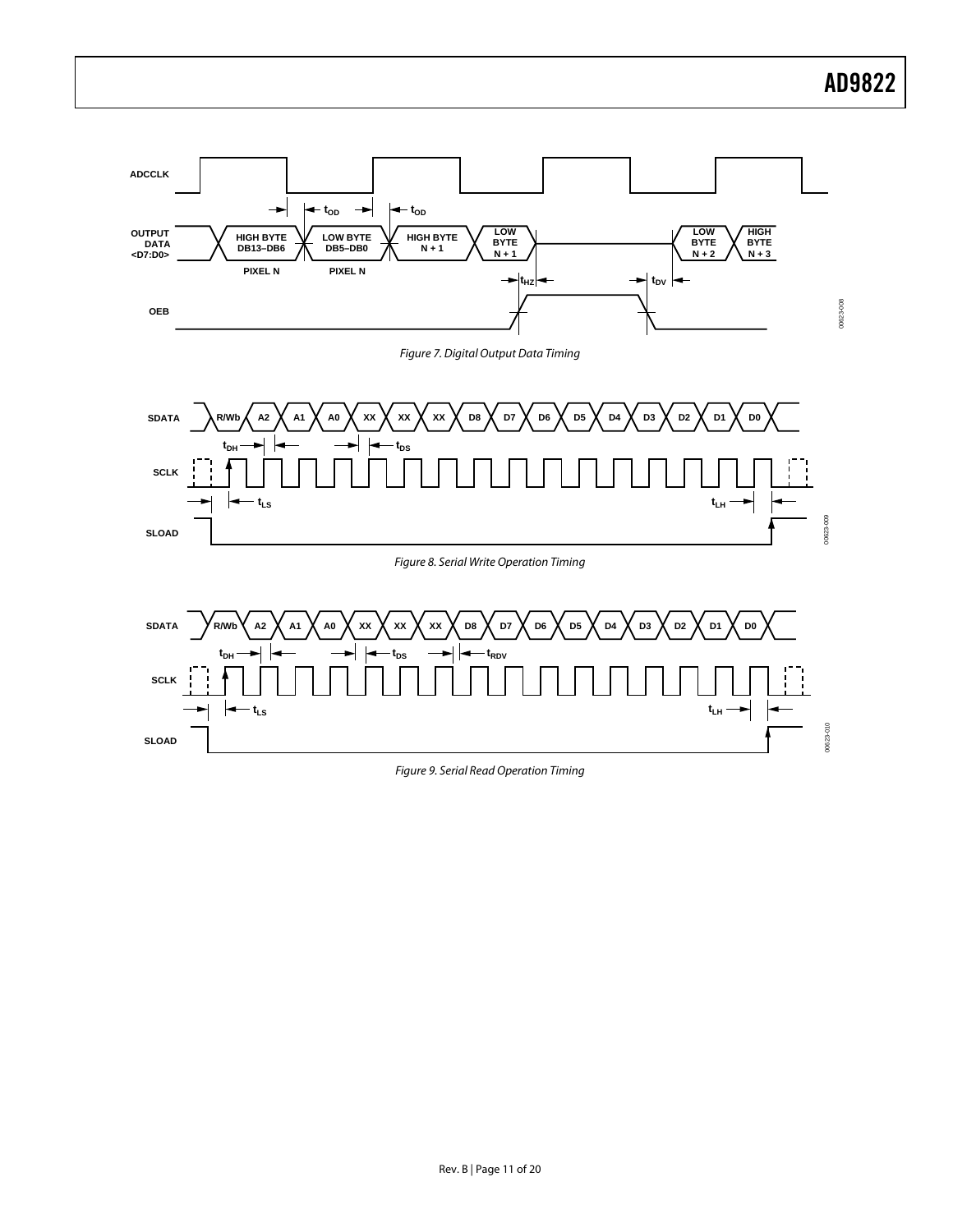Figure 7. Digital Output Data Timing

Figure 8. Serial Write Operation Timing

Figure 9. Serial Read Operation Timing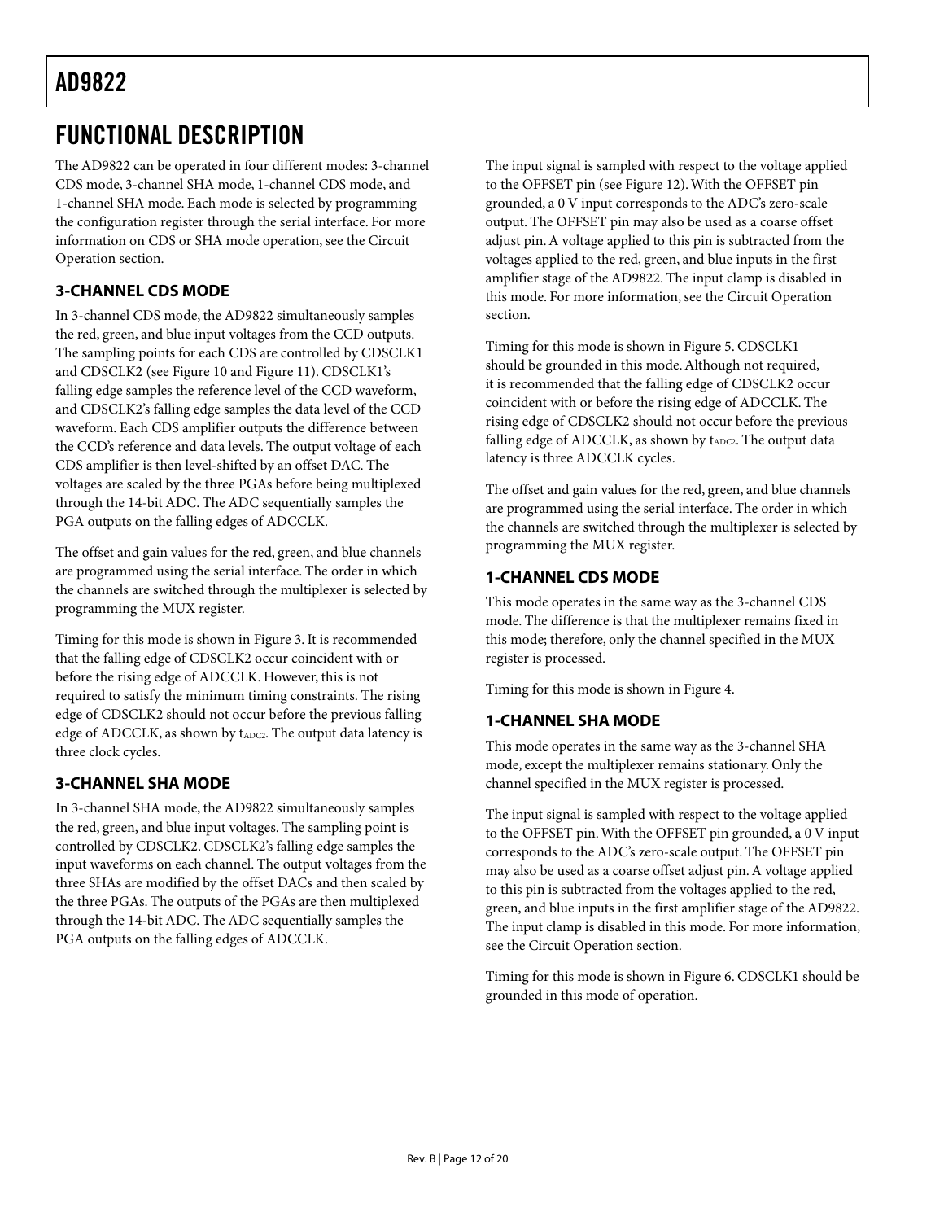# FUNCTIONAL DESCRIPTION

The AD9822 can be operated in four different modes: 3-channel CDS mode, 3-channel SHA mode, 1-channel CDS mode, and 1-channel SHA mode. Each mode is selected by programming the configuration register through the serial interface. For more information on CDS or SHA mode operation, see the Circuit Operation section.

## 3-CHANNEL CDS MODE

In 3-channel CDS mode, the AD9822 simultaneously samples the red, green, and blue input voltages from the CCD outputs. The sampling points for each CDS are controlled by CDSCLK1 and CDSCLK2 (see Figure 10 and Figure 11). CDSCLK1's falling edge samples the reference level of the CCD waveform, and CDSCLK2's falling edge samples the data level of the CCD waveform. Each CDS amplifier outputs the difference between the CCD's reference and data levels. The output voltage of each CDS amplifier is then level-shifted by an offset DAC. The voltages are scaled by the three PGAs before being multiplexed through the 14-bit ADC. The ADC sequentially samples the PGA outputs on the falling edges of ADCCLK.

The offset and gain values for the red, green, and blue channels are programmed using the serial interface. The order in which the channels are switched through the multiplexer is selected by programming the MUX register.

Timing for this mode is shown in Figure 3. It is recommended that the falling edge of CDSCLK2 occur coincident with or before the rising edge of ADCCLK. However, this is not required to satisfy the minimum timing constraints. The rising edge of CDSCLK2 should not occur before the previous falling edge of ADCCLK, as shown by $t_{ADC2}$. The output data latency is three clock cycles.

## 3-CHANNEL SHA MODE

In 3-channel SHA mode, the AD9822 simultaneously samples the red, green, and blue input voltages. The sampling point is controlled by CDSCLK2. CDSCLK2's falling edge samples the input waveforms on each channel. The output voltages from the three SHAs are modified by the offset DACs and then scaled by the three PGAs. The outputs of the PGAs are then multiplexed through the 14-bit ADC. The ADC sequentially samples the PGA outputs on the falling edges of ADCCLK.

The input signal is sampled with respect to the voltage applied to the OFFSET pin (see Figure 12). With the OFFSET pin grounded, a 0 V input corresponds to the ADC's zero-scale output. The OFFSET pin may also be used as a coarse offset adjust pin. A voltage applied to this pin is subtracted from the voltages applied to the red, green, and blue inputs in the first amplifier stage of the AD9822. The input clamp is disabled in this mode. For more information, see the Circuit Operation section.

Timing for this mode is shown in Figure 5. CDSCLK1 should be grounded in this mode. Although not required, it is recommended that the falling edge of CDSCLK2 occur coincident with or before the rising edge of ADCCLK. The rising edge of CDSCLK2 should not occur before the previous falling edge of ADCCLK, as shown by $t_{ADC2}$. The output data latency is three ADCCLK cycles.

The offset and gain values for the red, green, and blue channels are programmed using the serial interface. The order in which the channels are switched through the multiplexer is selected by programming the MUX register.

## 1-CHANNEL CDS MODE

This mode operates in the same way as the 3-channel CDS mode. The difference is that the multiplexer remains fixed in this mode; therefore, only the channel specified in the MUX register is processed.

Timing for this mode is shown in Figure 4.

## 1-CHANNEL SHA MODE

This mode operates in the same way as the 3-channel SHA mode, except the multiplexer remains stationary. Only the channel specified in the MUX register is processed.

The input signal is sampled with respect to the voltage applied to the OFFSET pin. With the OFFSET pin grounded, a 0 V input corresponds to the ADC's zero-scale output. The OFFSET pin may also be used as a coarse offset adjust pin. A voltage applied to this pin is subtracted from the voltages applied to the red, green, and blue inputs in the first amplifier stage of the AD9822. The input clamp is disabled in this mode. For more information, see the Circuit Operation section.

Timing for this mode is shown in Figure 6. CDSCLK1 should be grounded in this mode of operation.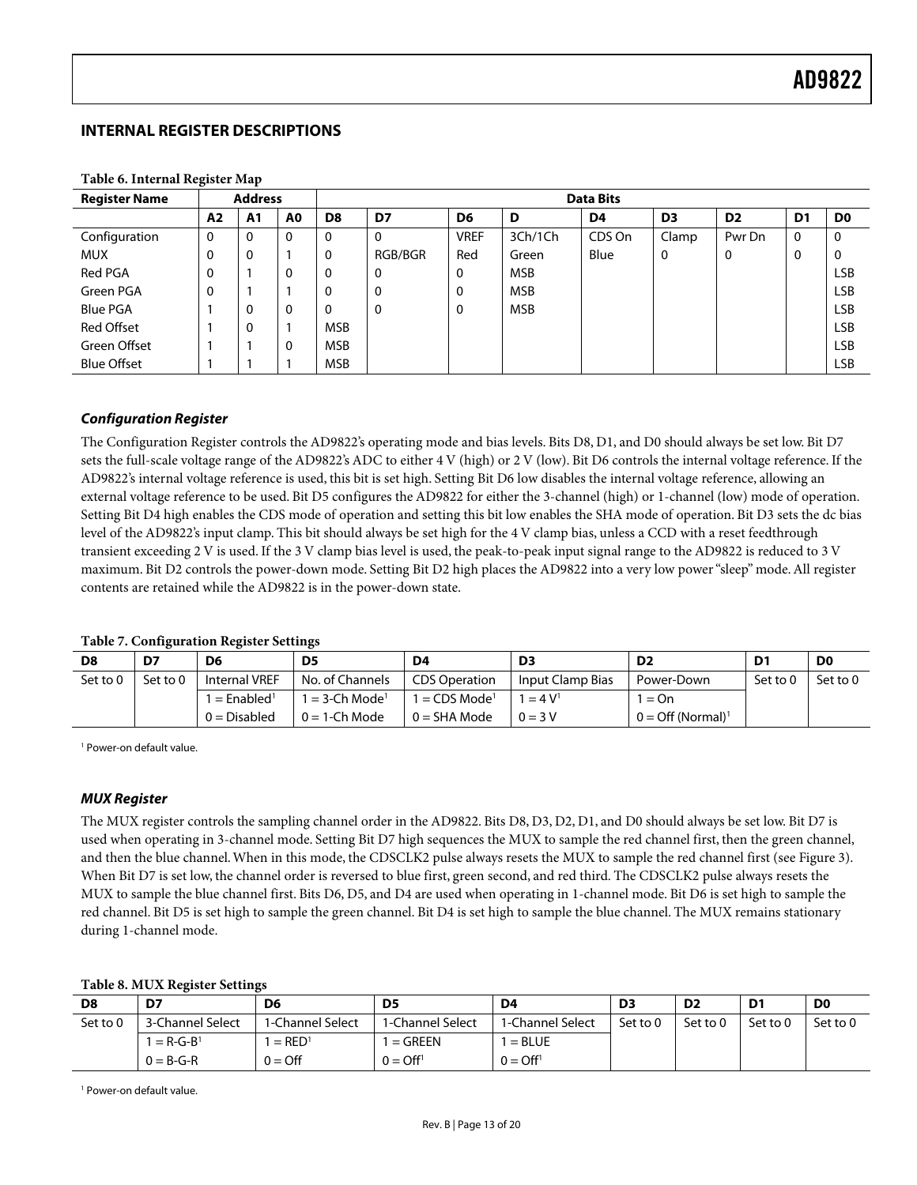## INTERNAL REGISTER DESCRIPTIONS

**Table 6. Internal Register Map**

| Register Name | Address | | | Data Bits | | | | | | | | |
|---|---|---|---|---|---|---|---|---|---|---|---|---|
| | A2 | A1 | A0 | D8 | D7 | D6 | D | D4 | D3 | D2 | D1 | D0 |
| Configuration | 0 | 0 | 0 | 0 | 0 | VREF | 3Ch/1Ch | CDS On | Clamp | Pwr Dn | 0 | 0 |
| MUX | 0 | 0 | 1 | 0 | RGB/BGR | Red | Green | Blue | 0 | 0 | 0 | 0 |
| Red PGA | 0 | 1 | 0 | 0 | 0 | 0 | MSB | | | | | LSB |
| Green PGA | 0 | 1 | 1 | 0 | 0 | 0 | MSB | | | | | LSB |
| Blue PGA | 1 | 0 | 0 | 0 | 0 | 0 | MSB | | | | | LSB |
| Red Offset | 1 | 0 | 1 | MSB | | | | | | | | LSB |
| Green Offset | 1 | 1 | 0 | MSB | | | | | | | | LSB |
| Blue Offset | 1 | 1 | 1 | MSB | | | | | | | | LSB |

### *Configuration Register*

The Configuration Register controls the AD9822's operating mode and bias levels. Bits D8, D1, and D0 should always be set low. Bit D7 sets the full-scale voltage range of the AD9822's ADC to either 4 V (high) or 2 V (low). Bit D6 controls the internal voltage reference. If the AD9822's internal voltage reference is used, this bit is set high. Setting Bit D6 low disables the internal voltage reference, allowing an external voltage reference to be used. Bit D5 configures the AD9822 for either the 3-channel (high) or 1-channel (low) mode of operation. Setting Bit D4 high enables the CDS mode of operation and setting this bit low enables the SHA mode of operation. Bit D3 sets the dc bias level of the AD9822's input clamp. This bit should always be set high for the 4 V clamp bias, unless a CCD with a reset feedthrough transient exceeding 2 V is used. If the 3 V clamp bias level is used, the peak-to-peak input signal range to the AD9822 is reduced to 3 V maximum. Bit D2 controls the power-down mode. Setting Bit D2 high places the AD9822 into a very low power "sleep" mode. All register contents are retained while the AD9822 is in the power-down state.

**Table 7. Configuration Register Settings**

| D8 | D7 | D6 | D5 | D4 | D3 | D2 | D1 | D0 |
|---|---|---|---|---|---|---|---|---|
| Set to 0 | Set to 0 | Internal VREF | No. of Channels | CDS Operation | Input Clamp Bias | Power-Down | Set to 0 | Set to 0 |
| | | 1 = Enabled[1] | 1 = 3-Ch Mode[1] | 1 = CDS Mode[1] | 1 = 4 V[1] | 1 = On | | |
| | | 0 = Disabled | 0 = 1-Ch Mode | 0 = SHA Mode | 0 = 3 V | 0 = Off (Normal)[1] | | |

[1] Power-on default value.

### *MUX Register*

The MUX register controls the sampling channel order in the AD9822. Bits D8, D3, D2, D1, and D0 should always be set low. Bit D7 is used when operating in 3-channel mode. Setting Bit D7 high sequences the MUX to sample the red channel first, then the green channel, and then the blue channel. When in this mode, the CDSCLK2 pulse always resets the MUX to sample the red channel first (see Figure 3). When Bit D7 is set low, the channel order is reversed to blue first, green second, and red third. The CDSCLK2 pulse always resets the MUX to sample the blue channel first. Bits D6, D5, and D4 are used when operating in 1-channel mode. Bit D6 is set high to sample the red channel. Bit D5 is set high to sample the green channel. Bit D4 is set high to sample the blue channel. The MUX remains stationary during 1-channel mode.

**Table 8. MUX Register Settings**

| D8 | D7 | D6 | D5 | D4 | D3 | D2 | D1 | D0 |
|---|---|---|---|---|---|---|---|---|
| Set to 0 | 3-Channel Select | 1-Channel Select | 1-Channel Select | 1-Channel Select | Set to 0 | Set to 0 | Set to 0 | Set to 0 |
| | 1 = R-G-B[1] | 1 = RED[1] | 1 = GREEN | 1 = BLUE | | | | |
| | 0 = B-G-R | 0 = Off | 0 = Off[1] | 0 = Off[1] | | | | |

[1] Power-on default value.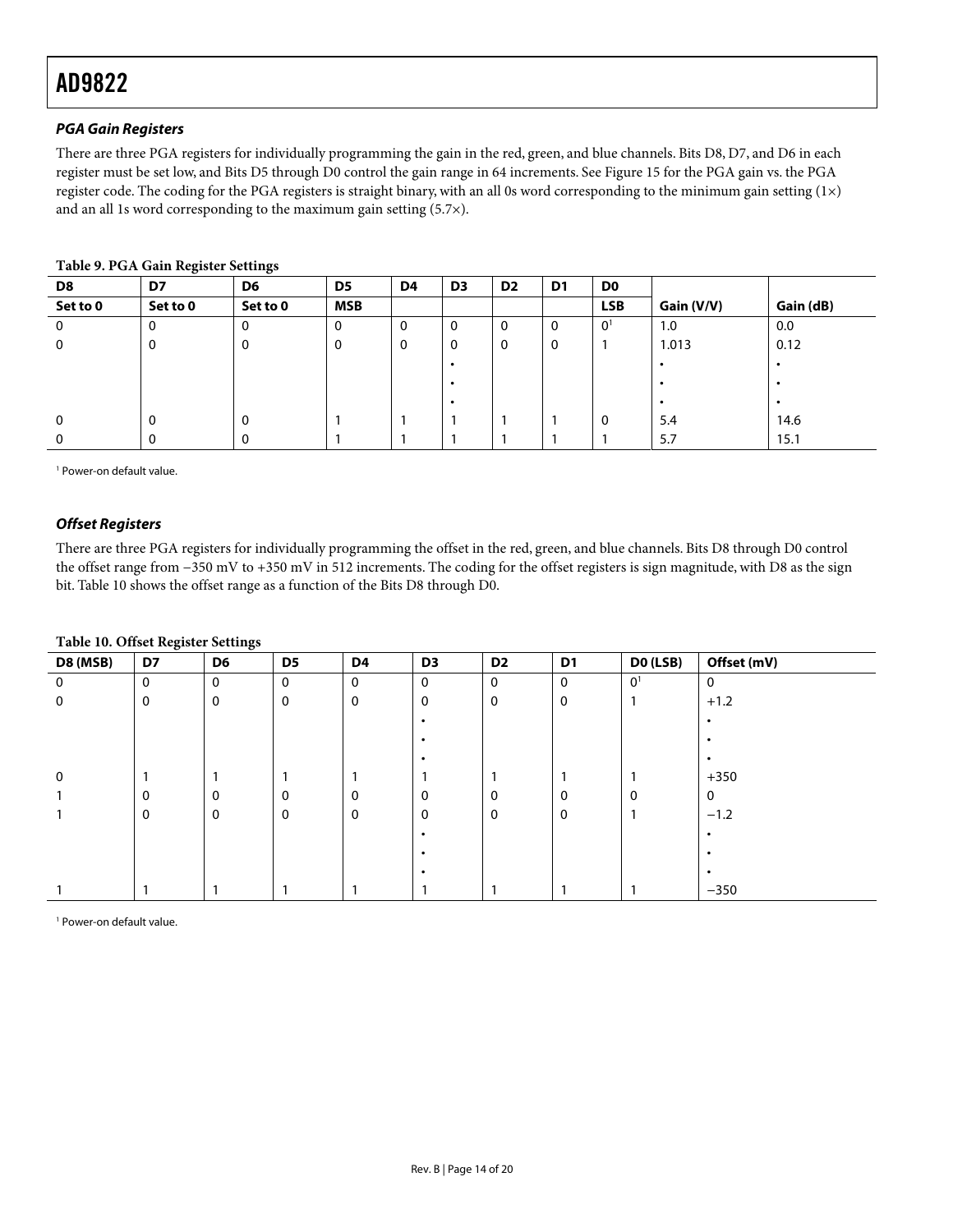### *PGA Gain Registers*

There are three PGA registers for individually programming the gain in the red, green, and blue channels. Bits D8, D7, and D6 in each register must be set low, and Bits D5 through D0 control the gain range in 64 increments. See Figure 15 for the PGA gain vs. the PGA register code. The coding for the PGA registers is straight binary, with an all 0s word corresponding to the minimum gain setting (1×) and an all 1s word corresponding to the maximum gain setting (5.7×).

**Table 9. PGA Gain Register Settings**

| D8 | D7 | D6 | D5 | D4 | D3 | D2 | D1 | D0 | | |
|---|---|---|---|---|---|---|---|---|---|---|
| Set to 0 | Set to 0 | Set to 0 | MSB | | | | | LSB | Gain (V/V) | Gain (dB) |
| 0 | 0 | 0 | 0 | 0 | 0 | 0 | 0 | 0[1] | 1.0 | 0.0 |
| 0 | 0 | 0 | 0 | 0 | 0 | 0 | 0 | 1 | 1.013 | 0.12 |
| | | | | | • | | | | • | • |
| | | | | | • | | | | • | • |
| | | | | | • | | | | • | • |
| 0 | 0 | 0 | 1 | 1 | 1 | 1 | 1 | 0 | 5.4 | 14.6 |
| 0 | 0 | 0 | 1 | 1 | 1 | 1 | 1 | 1 | 5.7 | 15.1 |

[1] Power-on default value.

### *Offset Registers*

There are three PGA registers for individually programming the offset in the red, green, and blue channels. Bits D8 through D0 control the offset range from −350 mV to +350 mV in 512 increments. The coding for the offset registers is sign magnitude, with D8 as the sign bit. Table 10 shows the offset range as a function of the Bits D8 through D0.

**Table 10. Offset Register Settings**

| D8 (MSB) | D7 | D6 | D5 | D4 | D3 | D2 | D1 | D0 (LSB) | Offset (mV) |
|---|---|---|---|---|---|---|---|---|---|
| 0 | 0 | 0 | 0 | 0 | 0 | 0 | 0 | 0[1] | 0 |
| 0 | 0 | 0 | 0 | 0 | 0 | 0 | 0 | 1 | +1.2 |
| | | | | | • | | | | • |
| | | | | | • | | | | • |
| | | | | | • | | | | • |
| 0 | 1 | 1 | 1 | 1 | 1 | 1 | 1 | 1 | +350 |
| 1 | 0 | 0 | 0 | 0 | 0 | 0 | 0 | 0 | 0 |
| 1 | 0 | 0 | 0 | 0 | 0 | 0 | 0 | 1 | −1.2 |
| | | | | | • | | | | • |
| | | | | | • | | | | • |
| | | | | | • | | | | • |
| 1 | 1 | 1 | 1 | 1 | 1 | 1 | 1 | 1 | −350 |

[1] Power-on default value.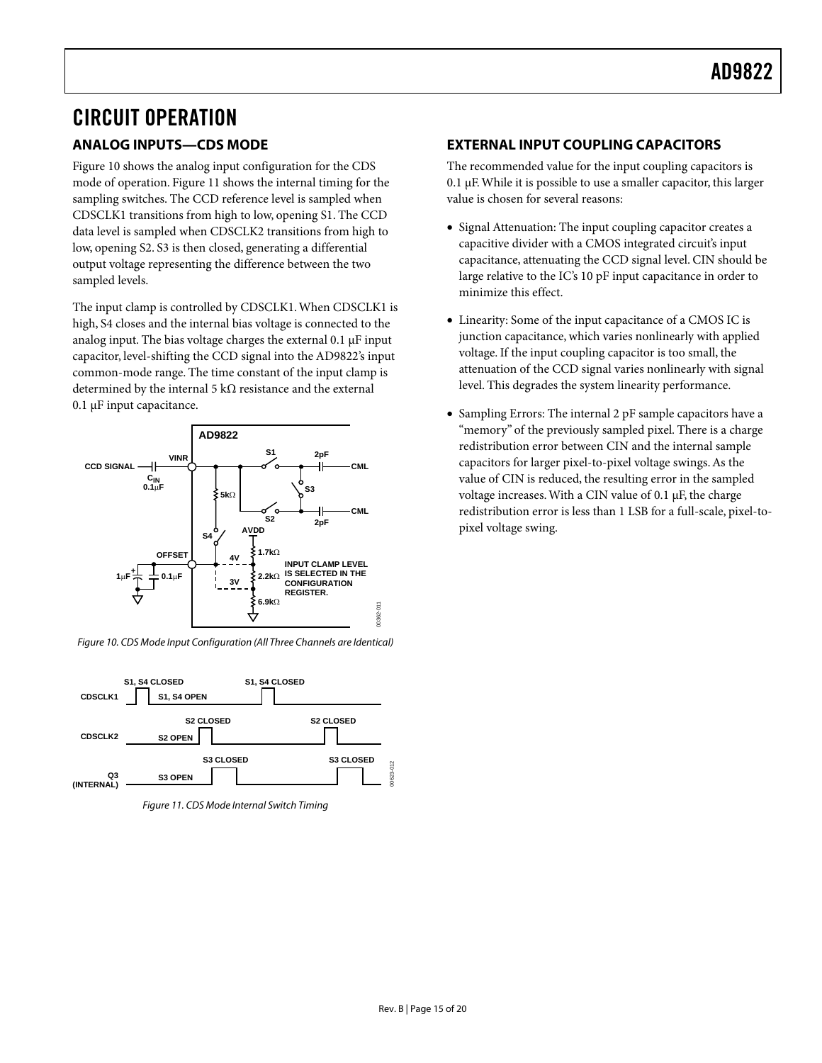# CIRCUIT OPERATION

## ANALOG INPUTS—CDS MODE

Figure 10 shows the analog input configuration for the CDS mode of operation. Figure 11 shows the internal timing for the sampling switches. The CCD reference level is sampled when CDSCLK1 transitions from high to low, opening S1. The CCD data level is sampled when CDSCLK2 transitions from high to low, opening S2. S3 is then closed, generating a differential output voltage representing the difference between the two sampled levels.

The input clamp is controlled by CDSCLK1. When CDSCLK1 is high, S4 closes and the internal bias voltage is connected to the analog input. The bias voltage charges the external 0.1 µF input capacitor, level-shifting the CCD signal into the AD9822's input common-mode range. The time constant of the input clamp is determined by the internal 5 kΩ resistance and the external 0.1 µF input capacitance.

*Figure 10. CDS Mode Input Configuration (All Three Channels are Identical)*

*Figure 11. CDS Mode Internal Switch Timing*

## EXTERNAL INPUT COUPLING CAPACITORS

The recommended value for the input coupling capacitors is 0.1 µF. While it is possible to use a smaller capacitor, this larger value is chosen for several reasons:

- Signal Attenuation: The input coupling capacitor creates a capacitive divider with a CMOS integrated circuit's input capacitance, attenuating the CCD signal level. CIN should be large relative to the IC's 10 pF input capacitance in order to minimize this effect.
- Linearity: Some of the input capacitance of a CMOS IC is junction capacitance, which varies nonlinearly with applied voltage. If the input coupling capacitor is too small, the attenuation of the CCD signal varies nonlinearly with signal level. This degrades the system linearity performance.
- Sampling Errors: The internal 2 pF sample capacitors have a "memory" of the previously sampled pixel. There is a charge redistribution error between CIN and the internal sample capacitors for larger pixel-to-pixel voltage swings. As the value of CIN is reduced, the resulting error in the sampled voltage increases. With a CIN value of 0.1 µF, the charge redistribution error is less than 1 LSB for a full-scale, pixel-to-pixel voltage swing.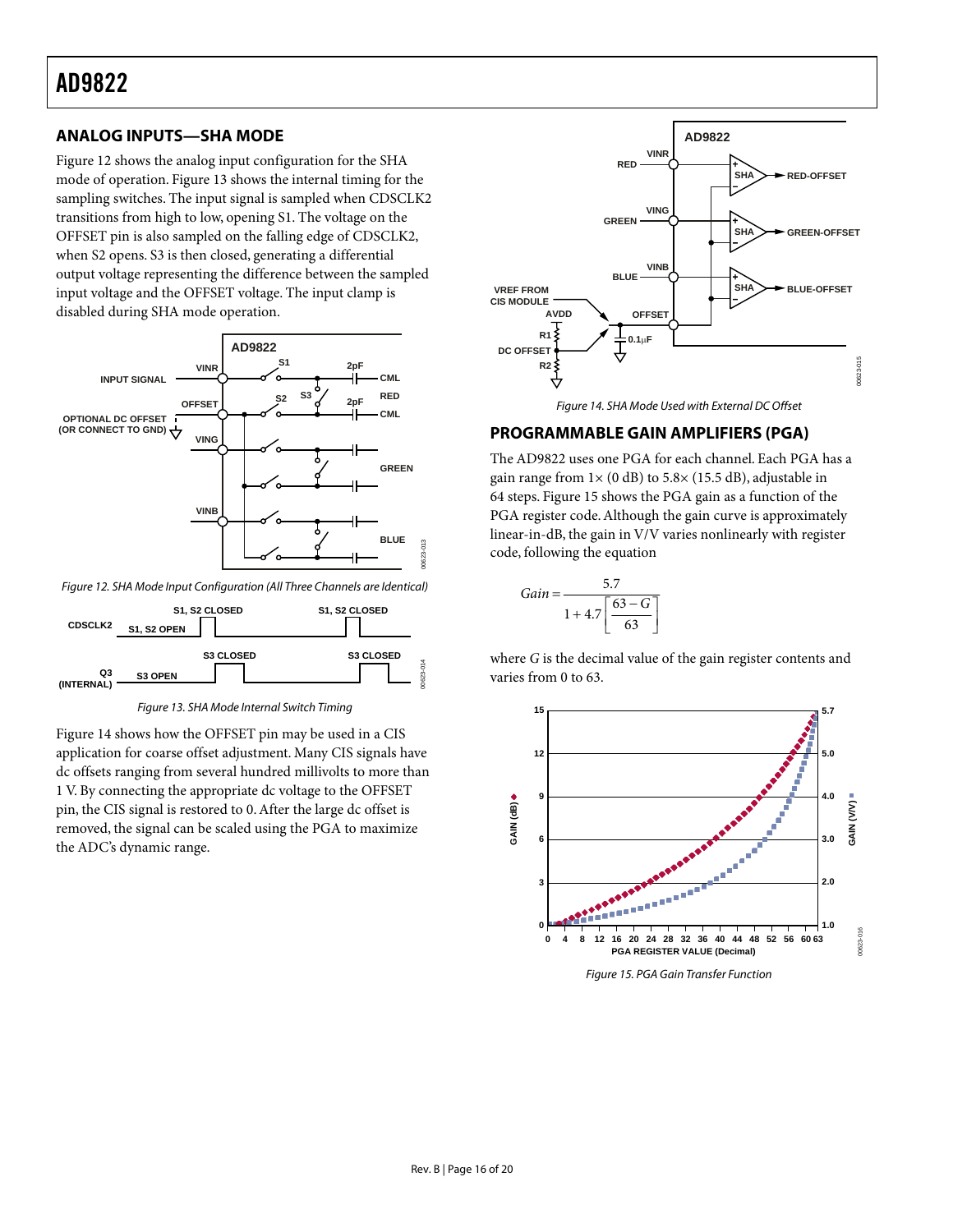## ANALOG INPUTS—SHA MODE

Figure 12 shows the analog input configuration for the SHA mode of operation. Figure 13 shows the internal timing for the sampling switches. The input signal is sampled when CDSCLK2 transitions from high to low, opening S1. The voltage on the OFFSET pin is also sampled on the falling edge of CDSCLK2, when S2 opens. S3 is then closed, generating a differential output voltage representing the difference between the sampled input voltage and the OFFSET voltage. The input clamp is disabled during SHA mode operation.

Figure 12. SHA Mode Input Configuration (All Three Channels are Identical)

Figure 13. SHA Mode Internal Switch Timing

Figure 14 shows how the OFFSET pin may be used in a CIS application for coarse offset adjustment. Many CIS signals have dc offsets ranging from several hundred millivolts to more than 1 V. By connecting the appropriate dc voltage to the OFFSET pin, the CIS signal is restored to 0. After the large dc offset is removed, the signal can be scaled using the PGA to maximize the ADC's dynamic range.

Figure 14. SHA Mode Used with External DC Offset

## PROGRAMMABLE GAIN AMPLIFIERS (PGA)

The AD9822 uses one PGA for each channel. Each PGA has a gain range from 1× (0 dB) to 5.8× (15.5 dB), adjustable in 64 steps. Figure 15 shows the PGA gain as a function of the PGA register code. Although the gain curve is approximately linear-in-dB, the gain in V/V varies nonlinearly with register code, following the equation

$$Gain = \frac{5.7}{1 + 4.7\left[\frac{63 - G}{63}\right]}$$

where $G$ is the decimal value of the gain register contents and varies from 0 to 63.

Figure 15. PGA Gain Transfer Function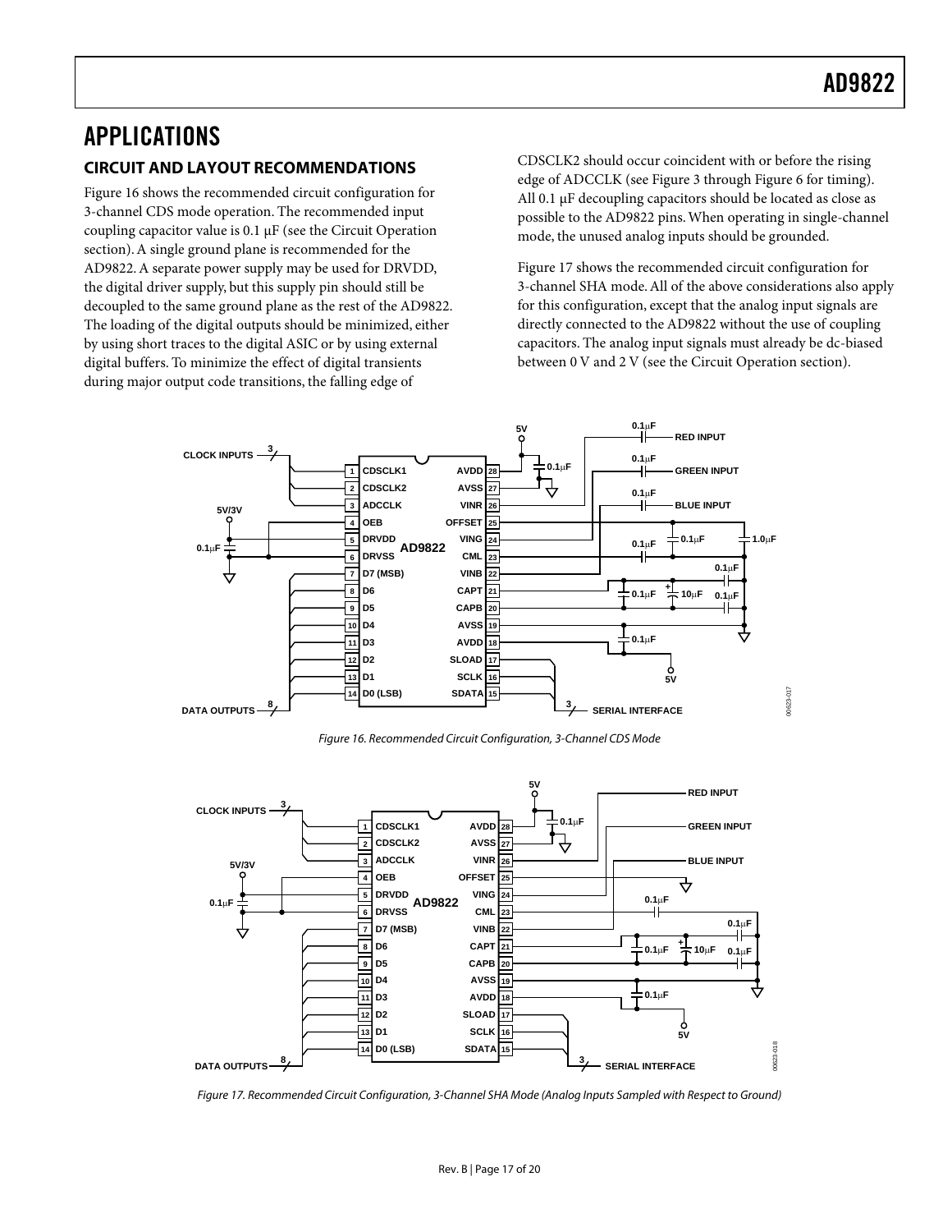# APPLICATIONS

## CIRCUIT AND LAYOUT RECOMMENDATIONS

Figure 16 shows the recommended circuit configuration for 3-channel CDS mode operation. The recommended input coupling capacitor value is 0.1 μF (see the Circuit Operation section). A single ground plane is recommended for the AD9822. A separate power supply may be used for DRVDD, the digital driver supply, but this supply pin should still be decoupled to the same ground plane as the rest of the AD9822. The loading of the digital outputs should be minimized, either by using short traces to the digital ASIC or by using external digital buffers. To minimize the effect of digital transients during major output code transitions, the falling edge of CDSCLK2 should occur coincident with or before the rising edge of ADCCLK (see Figure 3 through Figure 6 for timing). All 0.1 μF decoupling capacitors should be located as close as possible to the AD9822 pins. When operating in single-channel mode, the unused analog inputs should be grounded.

Figure 17 shows the recommended circuit configuration for 3-channel SHA mode. All of the above considerations also apply for this configuration, except that the analog input signals are directly connected to the AD9822 without the use of coupling capacitors. The analog input signals must already be dc-biased between 0 V and 2 V (see the Circuit Operation section).

*Figure 16. Recommended Circuit Configuration, 3-Channel CDS Mode*

*Figure 17. Recommended Circuit Configuration, 3-Channel SHA Mode (Analog Inputs Sampled with Respect to Ground)*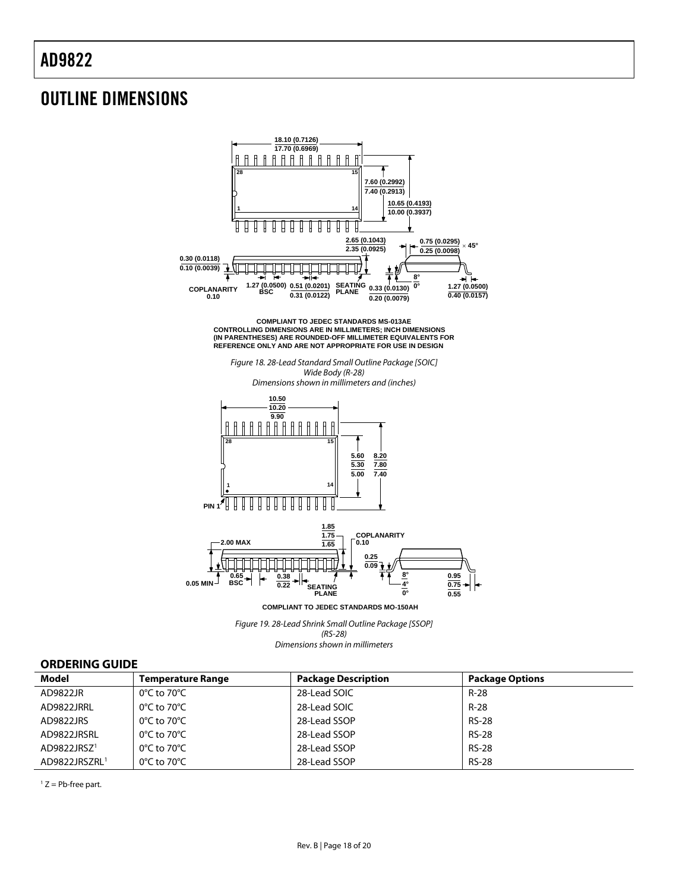## OUTLINE DIMENSIONS

COMPLIANT TO JEDEC STANDARDS MS-013AE
CONTROLLING DIMENSIONS ARE IN MILLIMETERS; INCH DIMENSIONS (IN PARENTHESES) ARE ROUNDED-OFF MILLIMETER EQUIVALENTS FOR REFERENCE ONLY AND ARE NOT APPROPRIATE FOR USE IN DESIGN

*Figure 18. 28-Lead Standard Small Outline Package [SOIC] Wide Body (R-28) Dimensions shown in millimeters and (inches)*

COMPLIANT TO JEDEC STANDARDS MO-150AH

*Figure 19. 28-Lead Shrink Small Outline Package [SSOP] (RS-28) Dimensions shown in millimeters*

### ORDERING GUIDE

| Model | Temperature Range | Package Description | Package Options |
|---|---|---|---|
| AD9822JR | 0°C to 70°C | 28-Lead SOIC | R-28 |
| AD9822JRRL | 0°C to 70°C | 28-Lead SOIC | R-28 |
| AD9822JRS | 0°C to 70°C | 28-Lead SSOP | RS-28 |
| AD9822JRSRL | 0°C to 70°C | 28-Lead SSOP | RS-28 |
| AD9822JRSZ[1] | 0°C to 70°C | 28-Lead SSOP | RS-28 |
| AD9822JRSZRL[1] | 0°C to 70°C | 28-Lead SSOP | RS-28 |

[1] Z = Pb-free part.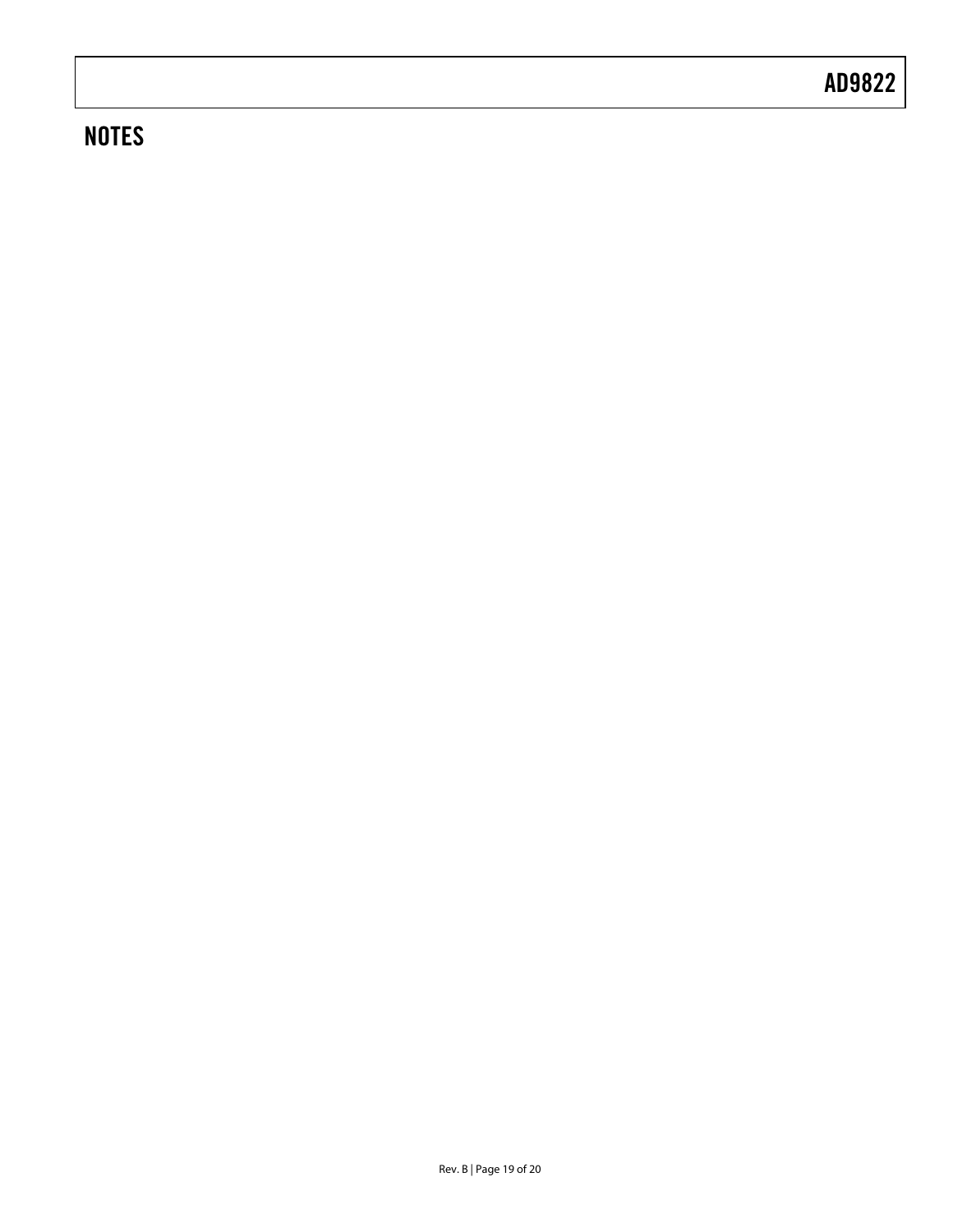## NOTES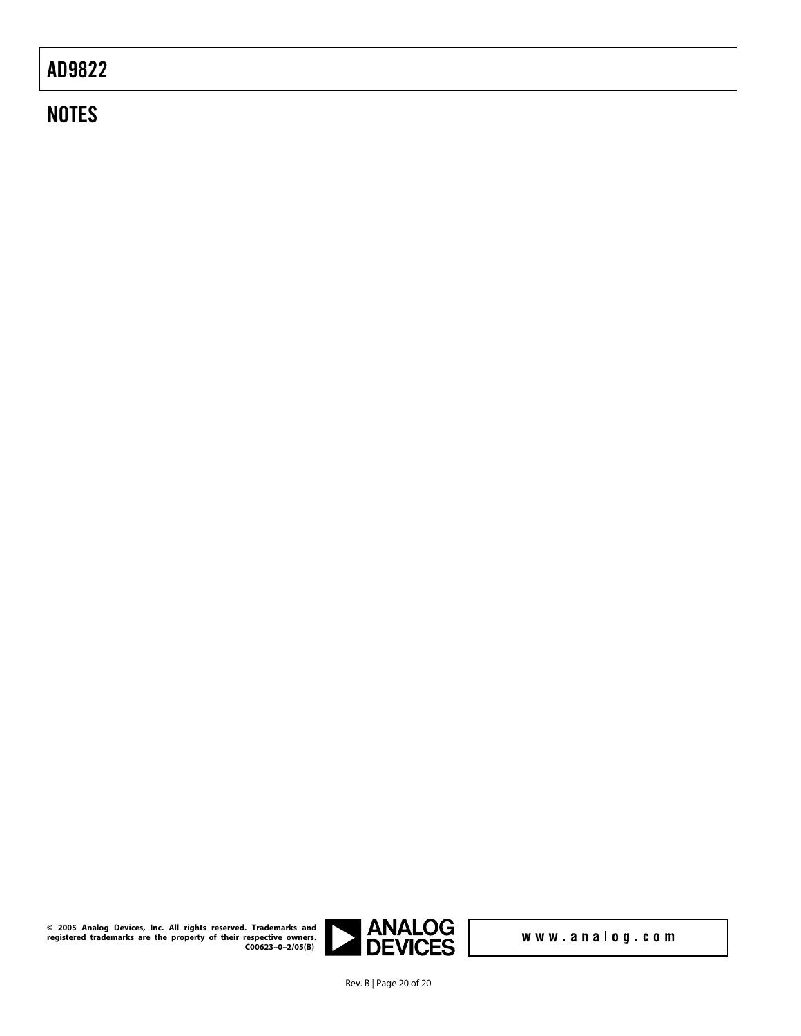## NOTES

© 2005 Analog Devices, Inc. All rights reserved. Trademarks and registered trademarks are the property of their respective owners. C00623–0–2/05(B)

www.analog.com